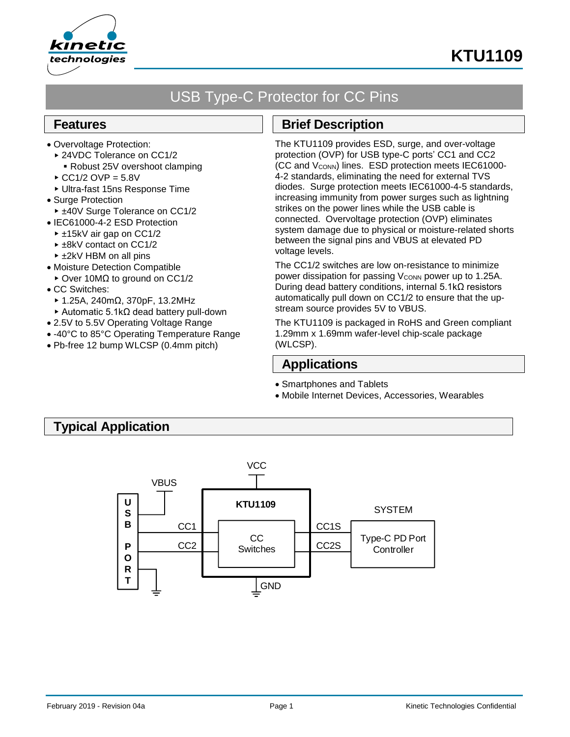# KTU1109

## USB Type-C Protector for CC Pins

## Features

- Overvoltage Protection:
  - 24VDC Tolerance on CC1/2
    - Robust 25V overshoot clamping
  - CC1/2 OVP = 5.8V
  - Ultra-fast 15ns Response Time
- Surge Protection
  - ±40V Surge Tolerance on CC1/2
- IEC61000-4-2 ESD Protection
  - ±15kV air gap on CC1/2
  - ±8kV contact on CC1/2
  - ±2kV HBM on all pins
- Moisture Detection Compatible
  - Over 10MΩ to ground on CC1/2
- CC Switches:
  - 1.25A, 240mΩ, 370pF, 13.2MHz
  - Automatic 5.1kΩ dead battery pull-down
- 2.5V to 5.5V Operating Voltage Range
- -40°C to 85°C Operating Temperature Range
- Pb-free 12 bump WLCSP (0.4mm pitch)

## Brief Description

The KTU1109 provides ESD, surge, and over-voltage protection (OVP) for USB type-C ports' CC1 and CC2 (CC and $V_{CONN}$) lines. ESD protection meets IEC61000-4-2 standards, eliminating the need for external TVS diodes. Surge protection meets IEC61000-4-5 standards, increasing immunity from power surges such as lightning strikes on the power lines while the USB cable is connected. Overvoltage protection (OVP) eliminates system damage due to physical or moisture-related shorts between the signal pins and VBUS at elevated PD voltage levels.

The CC1/2 switches are low on-resistance to minimize power dissipation for passing $V_{CONN}$ power up to 1.25A. During dead battery conditions, internal 5.1kΩ resistors automatically pull down on CC1/2 to ensure that the up-stream source provides 5V to VBUS.

The KTU1109 is packaged in RoHS and Green compliant 1.29mm x 1.69mm wafer-level chip-scale package (WLCSP).

## Applications

- Smartphones and Tablets
- Mobile Internet Devices, Accessories, Wearables

## Typical Application

VCC, VBUS, USB PORT, KTU1109, CC1, CC2, CC Switches, CC1S, CC2S, SYSTEM, Type-C PD Port Controller, GND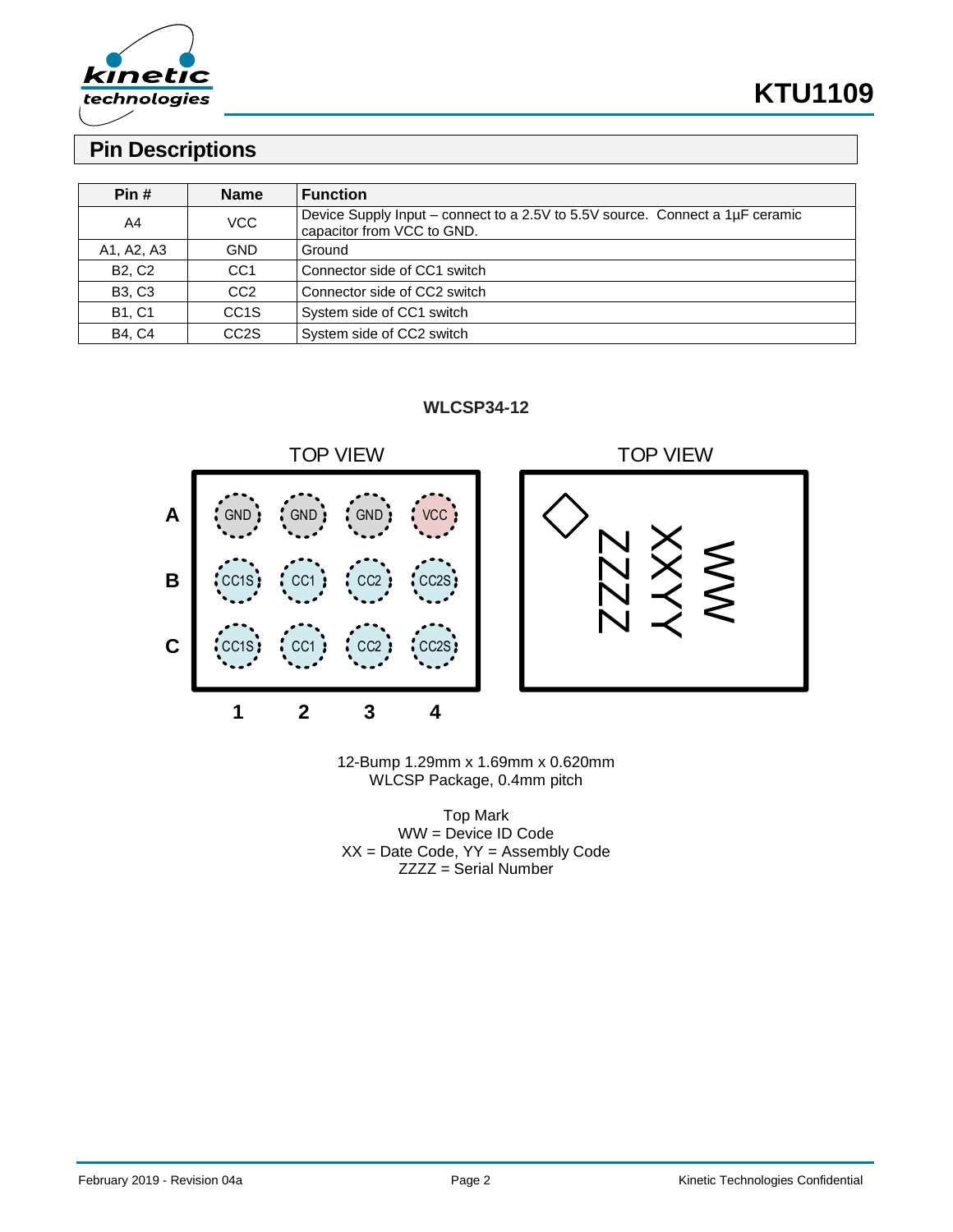## Pin Descriptions

| Pin # | Name | Function |
|---|---|---|
| A4 | VCC | Device Supply Input – connect to a 2.5V to 5.5V source. Connect a 1µF ceramic capacitor from VCC to GND. |
| A1, A2, A3 | GND | Ground |
| B2, C2 | CC1 | Connector side of CC1 switch |
| B3, C3 | CC2 | Connector side of CC2 switch |
| B1, C1 | CC1S | System side of CC1 switch |
| B4, C4 | CC2S | System side of CC2 switch |

**WLCSP34-12**

TOP VIEW

| | 1 | 2 | 3 | 4 |
|---|---|---|---|---|
| A | GND | GND | GND | VCC |
| B | CC1S | CC1 | CC2 | CC2S |
| C | CC1S | CC1 | CC2 | CC2S |

TOP VIEW

ZZZZ XXYY WW

12-Bump 1.29mm x 1.69mm x 0.620mm
WLCSP Package, 0.4mm pitch

Top Mark
WW = Device ID Code
XX = Date Code, YY = Assembly Code
ZZZZ = Serial Number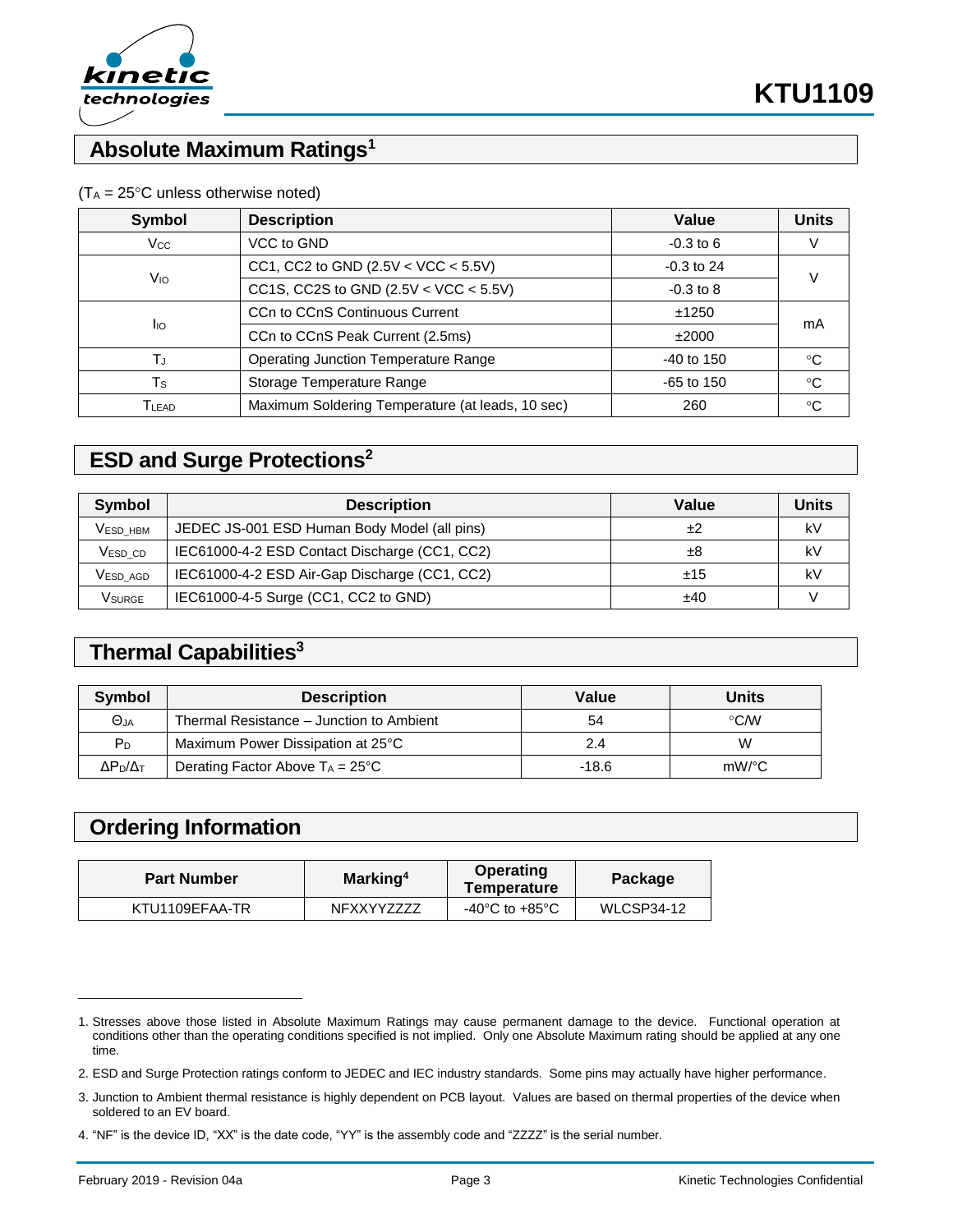## Absolute Maximum Ratings[1]

($T_A$ = 25°C unless otherwise noted)

| Symbol | Description | Value | Units |
|---|---|---|---|
| $V_{CC}$ | VCC to GND | -0.3 to 6 | V |
| $V_{IO}$ | CC1, CC2 to GND (2.5V < VCC < 5.5V) | -0.3 to 24 | V |
| | CC1S, CC2S to GND (2.5V < VCC < 5.5V) | -0.3 to 8 | |
| $I_{IO}$ | CCn to CCnS Continuous Current | ±1250 | mA |
| | CCn to CCnS Peak Current (2.5ms) | ±2000 | |
| $T_J$ | Operating Junction Temperature Range | -40 to 150 | °C |
| $T_S$ | Storage Temperature Range | -65 to 150 | °C |
| $T_{LEAD}$ | Maximum Soldering Temperature (at leads, 10 sec) | 260 | °C |

## ESD and Surge Protections[2]

| Symbol | Description | Value | Units |
|---|---|---|---|
| $V_{ESD\_HBM}$ | JEDEC JS-001 ESD Human Body Model (all pins) | ±2 | kV |
| $V_{ESD\_CD}$ | IEC61000-4-2 ESD Contact Discharge (CC1, CC2) | ±8 | kV |
| $V_{ESD\_AGD}$ | IEC61000-4-2 ESD Air-Gap Discharge (CC1, CC2) | ±15 | kV |
| $V_{SURGE}$ | IEC61000-4-5 Surge (CC1, CC2 to GND) | ±40 | V |

## Thermal Capabilities[3]

| Symbol | Description | Value | Units |
|---|---|---|---|
| $\Theta_{JA}$ | Thermal Resistance – Junction to Ambient | 54 | °C/W |
| $P_D$ | Maximum Power Dissipation at 25°C | 2.4 | W |
| $\Delta P_D/\Delta_T$ | Derating Factor Above $T_A$ = 25°C | -18.6 | mW/°C |

## Ordering Information

| Part Number | Marking[4] | Operating Temperature | Package |
|---|---|---|---|
| KTU1109EFAA-TR | NFXXYYZZZZ | -40°C to +85°C | WLCSP34-12 |

1. Stresses above those listed in Absolute Maximum Ratings may cause permanent damage to the device. Functional operation at conditions other than the operating conditions specified is not implied. Only one Absolute Maximum rating should be applied at any one time.
2. ESD and Surge Protection ratings conform to JEDEC and IEC industry standards. Some pins may actually have higher performance.
3. Junction to Ambient thermal resistance is highly dependent on PCB layout. Values are based on thermal properties of the device when soldered to an EV board.
4. "NF" is the device ID, "XX" is the date code, "YY" is the assembly code and "ZZZZ" is the serial number.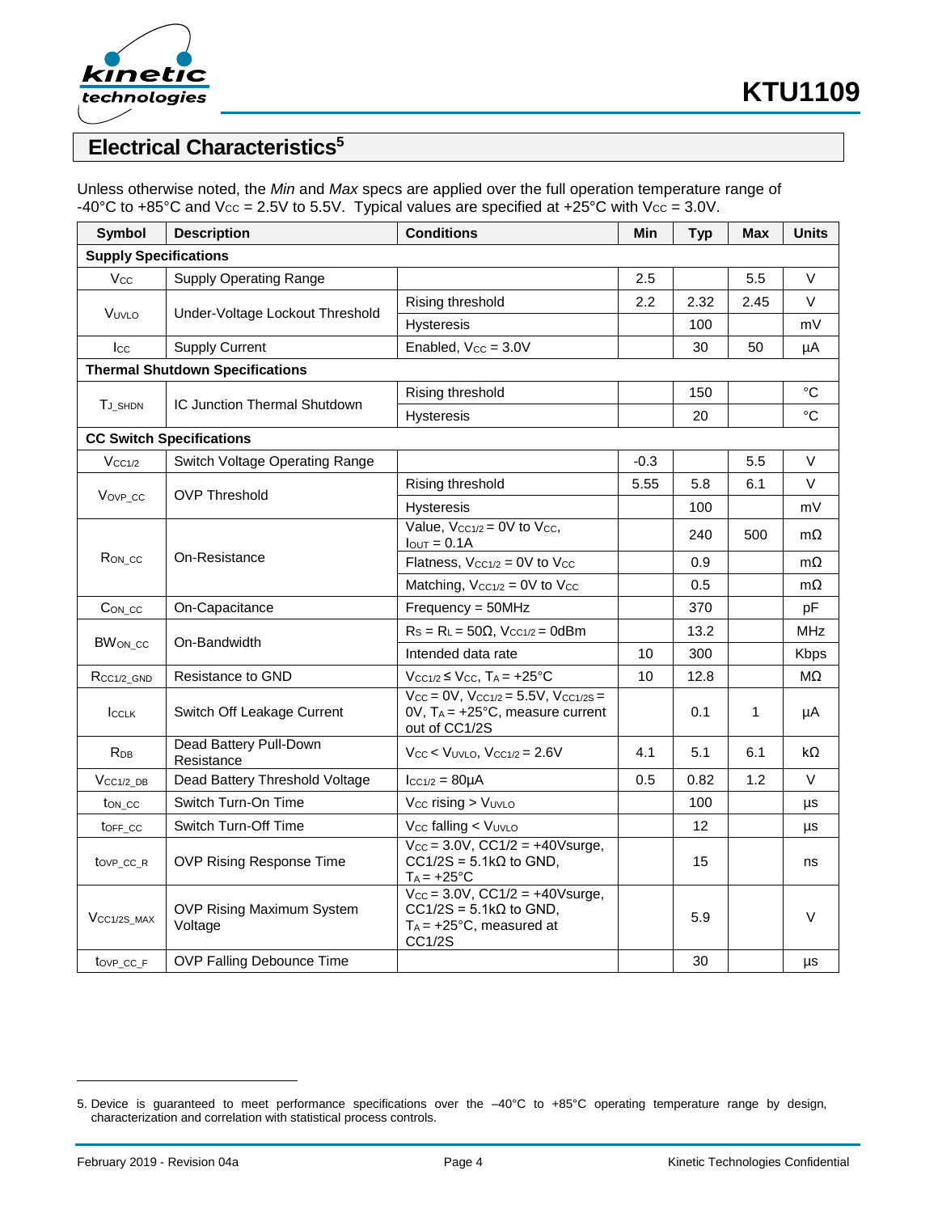## Electrical Characteristics[5]

Unless otherwise noted, the *Min* and *Max* specs are applied over the full operation temperature range of -40°C to +85°C and $V_{CC}$ = 2.5V to 5.5V. Typical values are specified at +25°C with $V_{CC}$ = 3.0V.

| Symbol | Description | Conditions | Min | Typ | Max | Units |
|---|---|---|---|---|---|---|
| **Supply Specifications** | | | | | | |
| $V_{CC}$ | Supply Operating Range | | 2.5 | | 5.5 | V |
| $V_{UVLO}$ | Under-Voltage Lockout Threshold | Rising threshold | 2.2 | 2.32 | 2.45 | V |
| | | Hysteresis | | 100 | | mV |
| $I_{CC}$ | Supply Current | Enabled, $V_{CC}$ = 3.0V | | 30 | 50 | µA |
| **Thermal Shutdown Specifications** | | | | | | |
| $T_{J\_SHDN}$ | IC Junction Thermal Shutdown | Rising threshold | | 150 | | °C |
| | | Hysteresis | | 20 | | °C |
| **CC Switch Specifications** | | | | | | |
| $V_{CC1/2}$ | Switch Voltage Operating Range | | -0.3 | | 5.5 | V |
| $V_{OVP\_CC}$ | OVP Threshold | Rising threshold | 5.55 | 5.8 | 6.1 | V |
| | | Hysteresis | | 100 | | mV |
| $R_{ON\_CC}$ | On-Resistance | Value, $V_{CC1/2}$ = 0V to $V_{CC}$, $I_{OUT}$ = 0.1A | | 240 | 500 | mΩ |
| | | Flatness, $V_{CC1/2}$ = 0V to $V_{CC}$ | | 0.9 | | mΩ |
| | | Matching, $V_{CC1/2}$ = 0V to $V_{CC}$ | | 0.5 | | mΩ |
| $C_{ON\_CC}$ | On-Capacitance | Frequency = 50MHz | | 370 | | pF |
| $BW_{ON\_CC}$ | On-Bandwidth | $R_S$ = $R_L$ = 50Ω, $V_{CC1/2}$ = 0dBm | | 13.2 | | MHz |
| | | Intended data rate | 10 | 300 | | Kbps |
| $R_{CC1/2\_GND}$ | Resistance to GND | $V_{CC1/2} \leq V_{CC}$, $T_A$ = +25°C | 10 | 12.8 | | MΩ |
| $I_{CCLK}$ | Switch Off Leakage Current | $V_{CC}$ = 0V, $V_{CC1/2}$ = 5.5V, $V_{CC1/2S}$ = 0V, $T_A$ = +25°C, measure current out of CC1/2S | | 0.1 | 1 | µA |
| $R_{DB}$ | Dead Battery Pull-Down Resistance | $V_{CC} < V_{UVLO}$, $V_{CC1/2}$ = 2.6V | 4.1 | 5.1 | 6.1 | kΩ |
| $V_{CC1/2\_DB}$ | Dead Battery Threshold Voltage | $I_{CC1/2}$ = 80µA | 0.5 | 0.82 | 1.2 | V |
| $t_{ON\_CC}$ | Switch Turn-On Time | $V_{CC}$ rising > $V_{UVLO}$ | | 100 | | µs |
| $t_{OFF\_CC}$ | Switch Turn-Off Time | $V_{CC}$ falling < $V_{UVLO}$ | | 12 | | µs |
| $t_{OVP\_CC\_R}$ | OVP Rising Response Time | $V_{CC}$ = 3.0V, CC1/2 = +40Vsurge, CC1/2S = 5.1kΩ to GND, $T_A$ = +25°C | | 15 | | ns |
| $V_{CC1/2S\_MAX}$ | OVP Rising Maximum System Voltage | $V_{CC}$ = 3.0V, CC1/2 = +40Vsurge, CC1/2S = 5.1kΩ to GND, $T_A$ = +25°C, measured at CC1/2S | | 5.9 | | V |
| $t_{OVP\_CC\_F}$ | OVP Falling Debounce Time | | | 30 | | µs |

5. Device is guaranteed to meet performance specifications over the –40°C to +85°C operating temperature range by design, characterization and correlation with statistical process controls.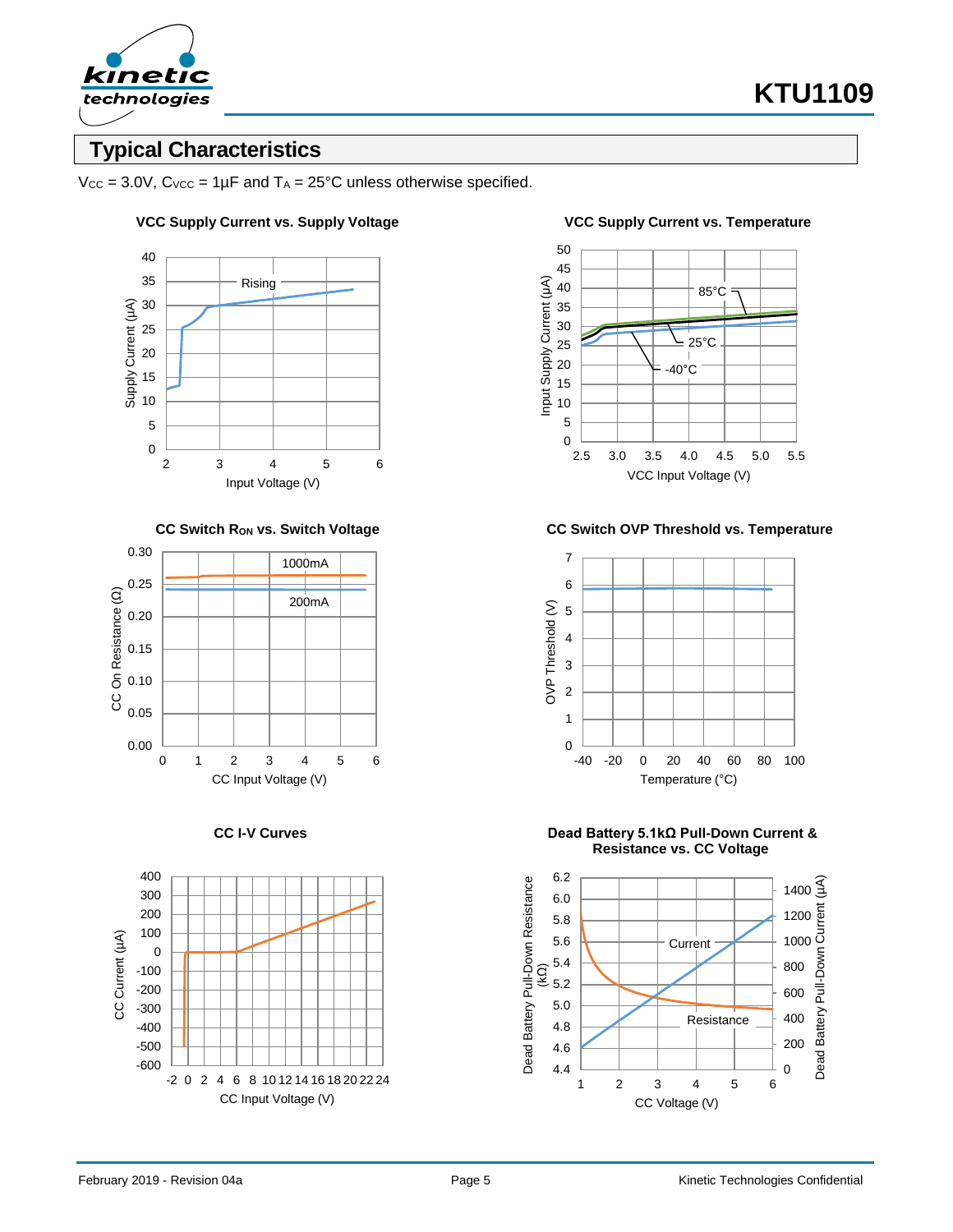## Typical Characteristics

$V_{CC}$ = 3.0V, $C_{VCC}$ = 1µF and $T_A$ = 25°C unless otherwise specified.

**VCC Supply Current vs. Supply Voltage**

**VCC Supply Current vs. Temperature**

**CC Switch $R_{ON}$ vs. Switch Voltage**

**CC Switch OVP Threshold vs. Temperature**

**CC I-V Curves**

**Dead Battery 5.1kΩ Pull-Down Current & Resistance vs. CC Voltage**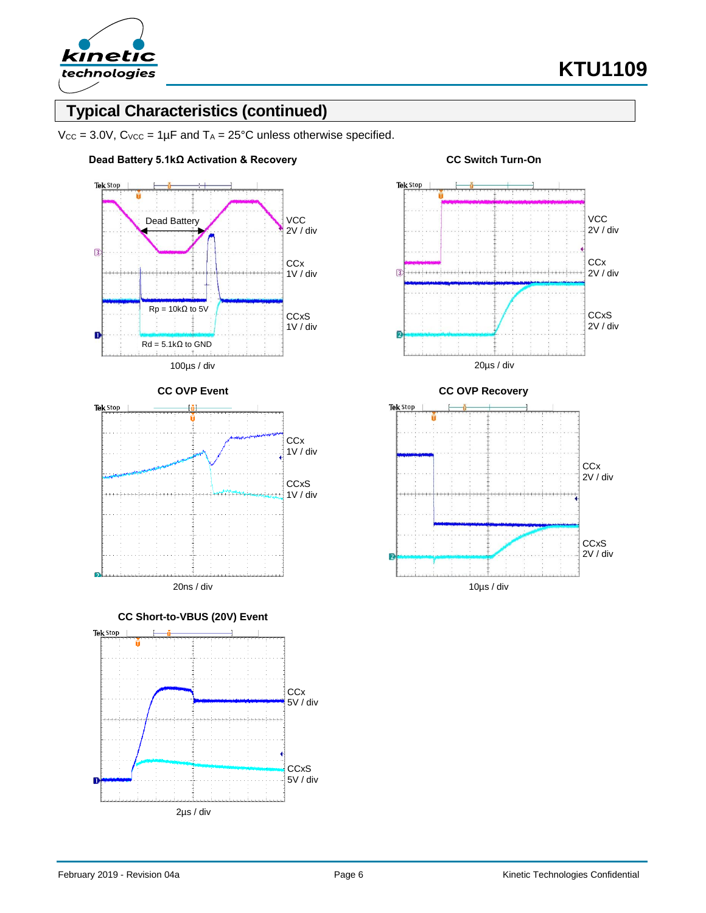## Typical Characteristics (continued)

$V_{CC}$ = 3.0V, $C_{VCC}$ = 1µF and $T_A$ = 25°C unless otherwise specified.

**Dead Battery 5.1kΩ Activation & Recovery**

Dead Battery

Rp = 10kΩ to 5V

Rd = 5.1kΩ to GND

VCC 2V / div

CCx 1V / div

CCxS 1V / div

100µs / div

**CC Switch Turn-On**

VCC 2V / div

CCx 2V / div

CCxS 2V / div

20µs / div

**CC OVP Event**

CCx 1V / div

CCxS 1V / div

20ns / div

**CC OVP Recovery**

CCx 2V / div

CCxS 2V / div

10µs / div

**CC Short-to-VBUS (20V) Event**

CCx 5V / div

CCxS 5V / div

2µs / div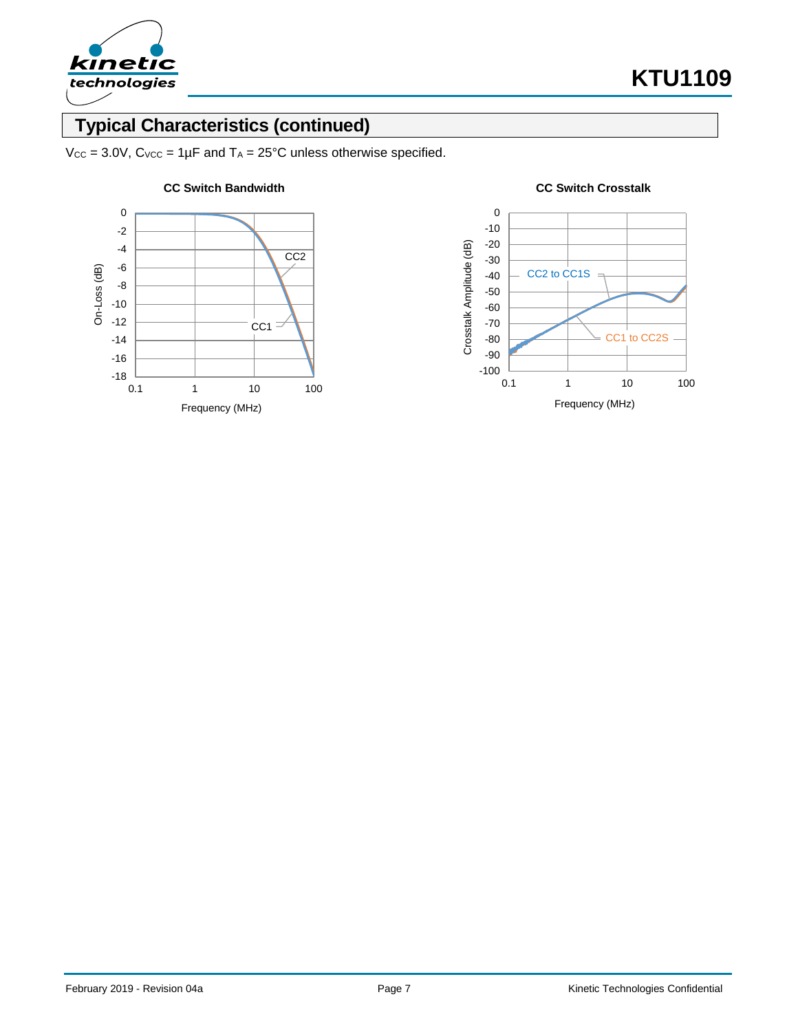## Typical Characteristics (continued)

$V_{CC}$ = 3.0V, $C_{VCC}$ = 1µF and $T_A$ = 25°C unless otherwise specified.

**CC Switch Bandwidth**

**CC Switch Crosstalk**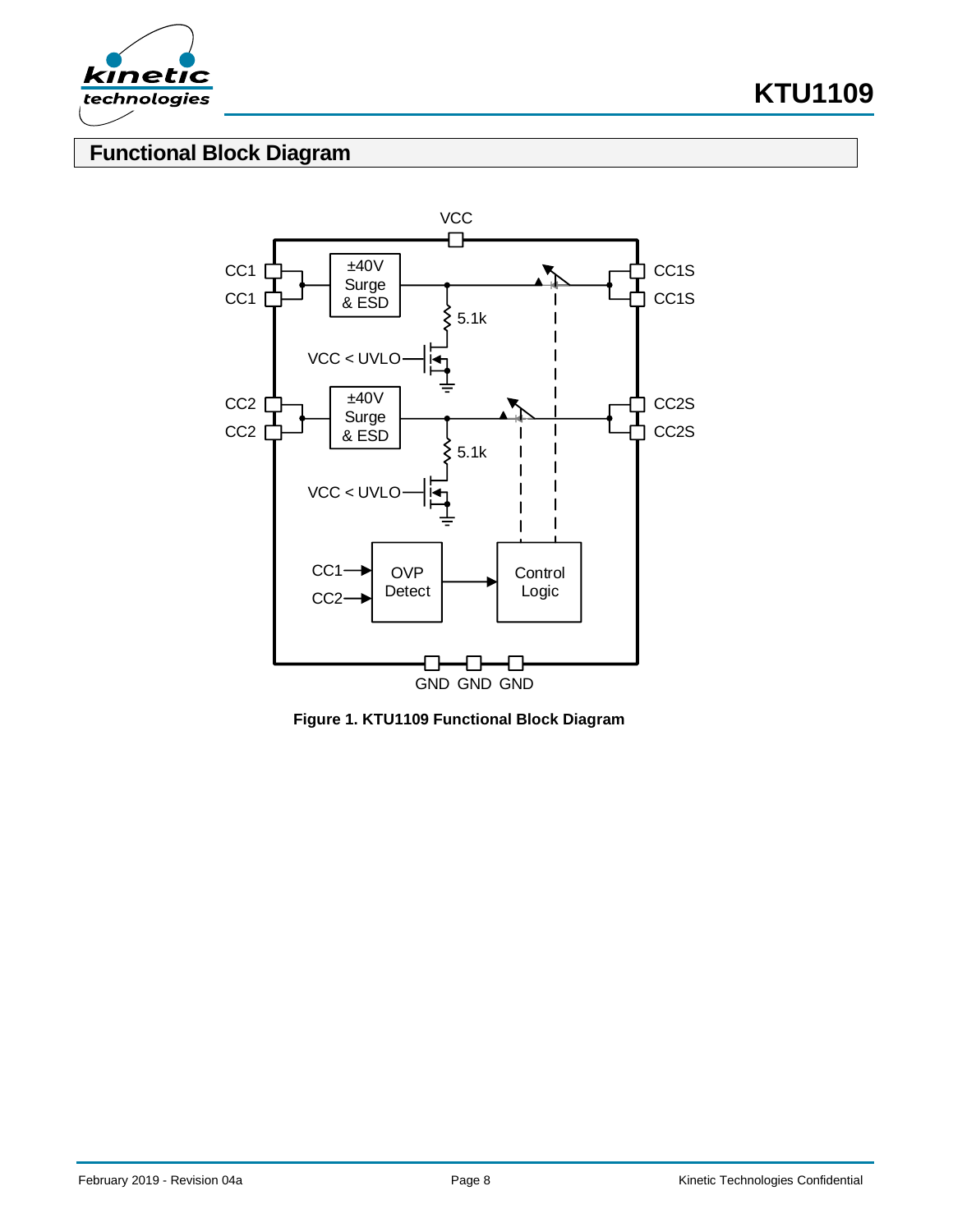## Functional Block Diagram

**Figure 1. KTU1109 Functional Block Diagram**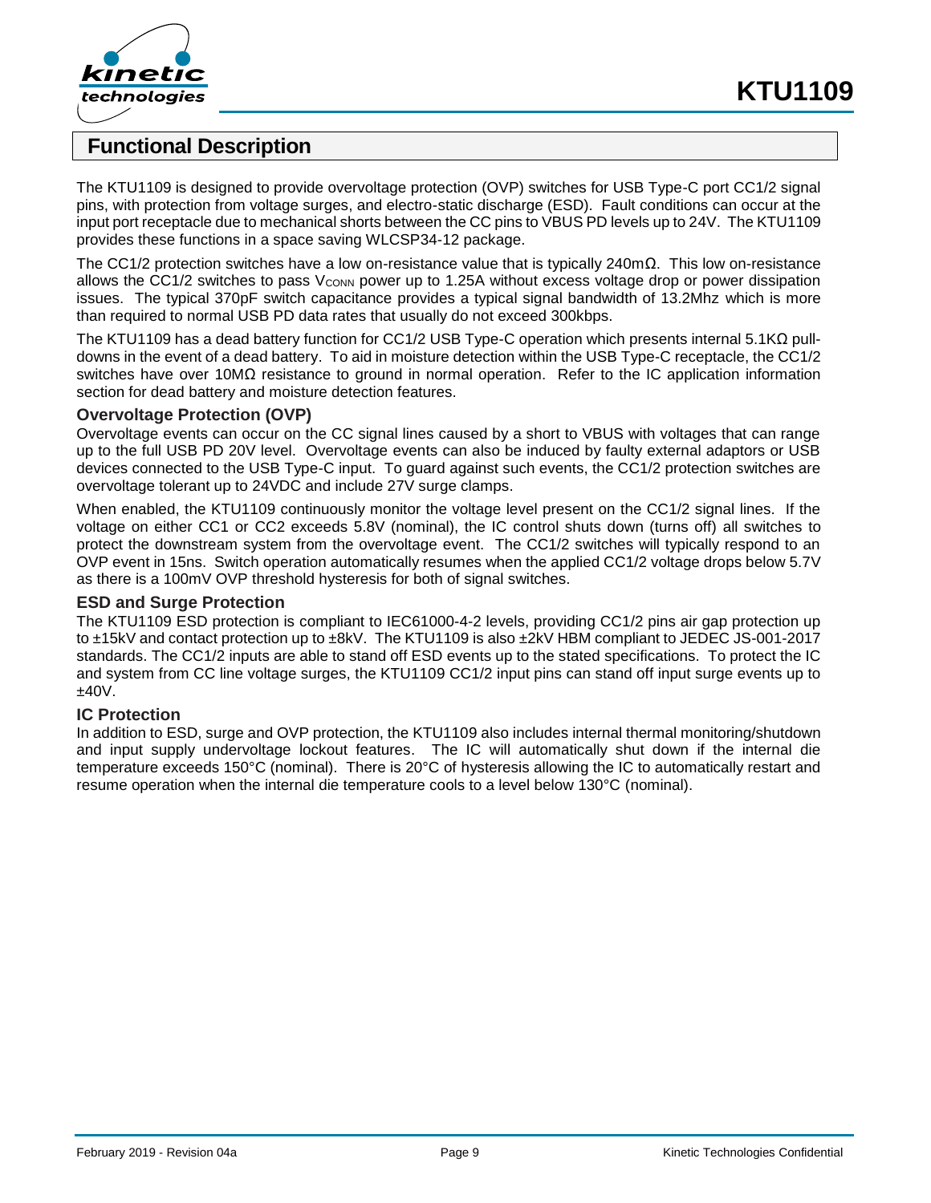## Functional Description

The KTU1109 is designed to provide overvoltage protection (OVP) switches for USB Type-C port CC1/2 signal pins, with protection from voltage surges, and electro-static discharge (ESD). Fault conditions can occur at the input port receptacle due to mechanical shorts between the CC pins to VBUS PD levels up to 24V. The KTU1109 provides these functions in a space saving WLCSP34-12 package.

The CC1/2 protection switches have a low on-resistance value that is typically 240mΩ. This low on-resistance allows the CC1/2 switches to pass $V_{CONN}$ power up to 1.25A without excess voltage drop or power dissipation issues. The typical 370pF switch capacitance provides a typical signal bandwidth of 13.2Mhz which is more than required to normal USB PD data rates that usually do not exceed 300kbps.

The KTU1109 has a dead battery function for CC1/2 USB Type-C operation which presents internal 5.1KΩ pull-downs in the event of a dead battery. To aid in moisture detection within the USB Type-C receptacle, the CC1/2 switches have over 10MΩ resistance to ground in normal operation. Refer to the IC application information section for dead battery and moisture detection features.

### Overvoltage Protection (OVP)

Overvoltage events can occur on the CC signal lines caused by a short to VBUS with voltages that can range up to the full USB PD 20V level. Overvoltage events can also be induced by faulty external adaptors or USB devices connected to the USB Type-C input. To guard against such events, the CC1/2 protection switches are overvoltage tolerant up to 24VDC and include 27V surge clamps.

When enabled, the KTU1109 continuously monitor the voltage level present on the CC1/2 signal lines. If the voltage on either CC1 or CC2 exceeds 5.8V (nominal), the IC control shuts down (turns off) all switches to protect the downstream system from the overvoltage event. The CC1/2 switches will typically respond to an OVP event in 15ns. Switch operation automatically resumes when the applied CC1/2 voltage drops below 5.7V as there is a 100mV OVP threshold hysteresis for both of signal switches.

### ESD and Surge Protection

The KTU1109 ESD protection is compliant to IEC61000-4-2 levels, providing CC1/2 pins air gap protection up to ±15kV and contact protection up to ±8kV. The KTU1109 is also ±2kV HBM compliant to JEDEC JS-001-2017 standards. The CC1/2 inputs are able to stand off ESD events up to the stated specifications. To protect the IC and system from CC line voltage surges, the KTU1109 CC1/2 input pins can stand off input surge events up to ±40V.

### IC Protection

In addition to ESD, surge and OVP protection, the KTU1109 also includes internal thermal monitoring/shutdown and input supply undervoltage lockout features. The IC will automatically shut down if the internal die temperature exceeds 150°C (nominal). There is 20°C of hysteresis allowing the IC to automatically restart and resume operation when the internal die temperature cools to a level below 130°C (nominal).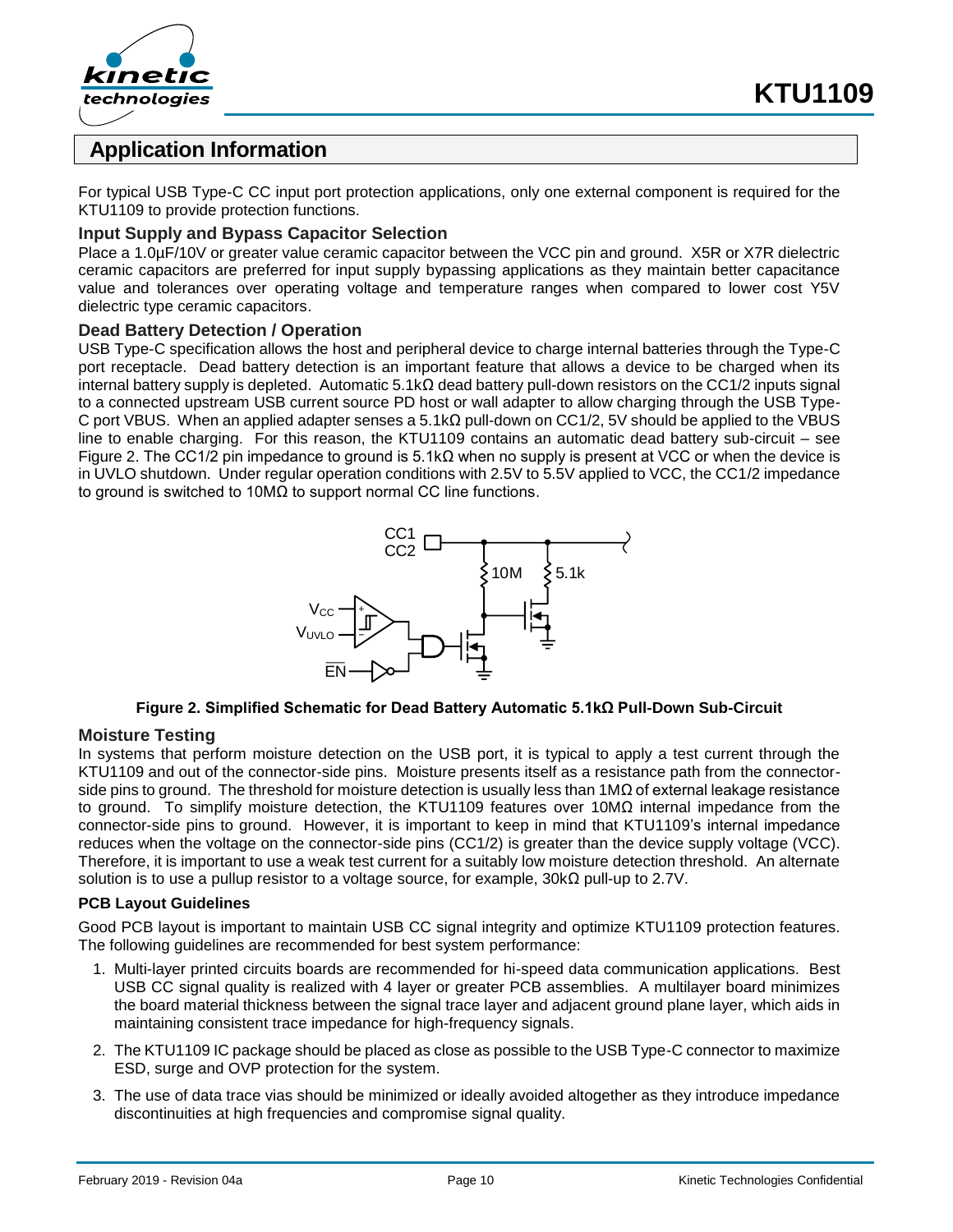## Application Information

For typical USB Type-C CC input port protection applications, only one external component is required for the KTU1109 to provide protection functions.

### Input Supply and Bypass Capacitor Selection

Place a 1.0µF/10V or greater value ceramic capacitor between the VCC pin and ground. X5R or X7R dielectric ceramic capacitors are preferred for input supply bypassing applications as they maintain better capacitance value and tolerances over operating voltage and temperature ranges when compared to lower cost Y5V dielectric type ceramic capacitors.

### Dead Battery Detection / Operation

USB Type-C specification allows the host and peripheral device to charge internal batteries through the Type-C port receptacle. Dead battery detection is an important feature that allows a device to be charged when its internal battery supply is depleted. Automatic 5.1kΩ dead battery pull-down resistors on the CC1/2 inputs signal to a connected upstream USB current source PD host or wall adapter to allow charging through the USB Type-C port VBUS. When an applied adapter senses a 5.1kΩ pull-down on CC1/2, 5V should be applied to the VBUS line to enable charging. For this reason, the KTU1109 contains an automatic dead battery sub-circuit – see Figure 2. The CC1/2 pin impedance to ground is 5.1kΩ when no supply is present at VCC or when the device is in UVLO shutdown. Under regular operation conditions with 2.5V to 5.5V applied to VCC, the CC1/2 impedance to ground is switched to 10MΩ to support normal CC line functions.

**Figure 2. Simplified Schematic for Dead Battery Automatic 5.1kΩ Pull-Down Sub-Circuit**

### Moisture Testing

In systems that perform moisture detection on the USB port, it is typical to apply a test current through the KTU1109 and out of the connector-side pins. Moisture presents itself as a resistance path from the connector-side pins to ground. The threshold for moisture detection is usually less than 1MΩ of external leakage resistance to ground. To simplify moisture detection, the KTU1109 features over 10MΩ internal impedance from the connector-side pins to ground. However, it is important to keep in mind that KTU1109's internal impedance reduces when the voltage on the connector-side pins (CC1/2) is greater than the device supply voltage (VCC). Therefore, it is important to use a weak test current for a suitably low moisture detection threshold. An alternate solution is to use a pullup resistor to a voltage source, for example, 30kΩ pull-up to 2.7V.

#### PCB Layout Guidelines

Good PCB layout is important to maintain USB CC signal integrity and optimize KTU1109 protection features. The following guidelines are recommended for best system performance:

1. Multi-layer printed circuits boards are recommended for hi-speed data communication applications. Best USB CC signal quality is realized with 4 layer or greater PCB assemblies. A multilayer board minimizes the board material thickness between the signal trace layer and adjacent ground plane layer, which aids in maintaining consistent trace impedance for high-frequency signals.
2. The KTU1109 IC package should be placed as close as possible to the USB Type-C connector to maximize ESD, surge and OVP protection for the system.
3. The use of data trace vias should be minimized or ideally avoided altogether as they introduce impedance discontinuities at high frequencies and compromise signal quality.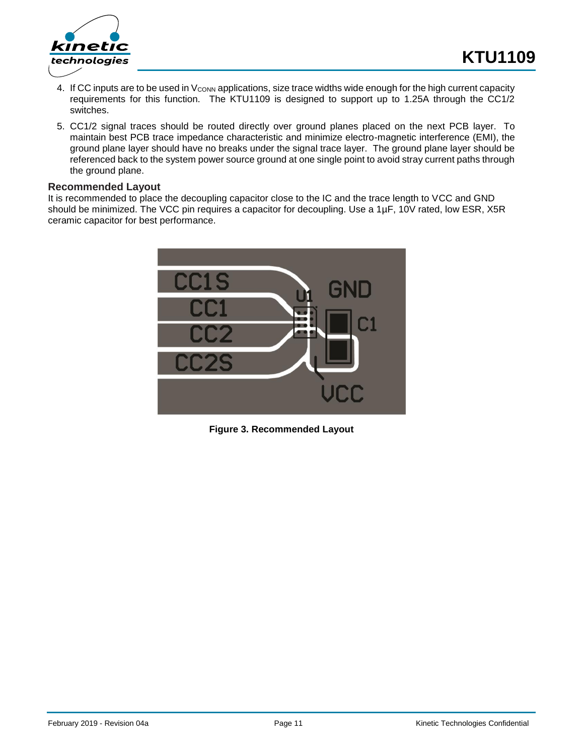4. If CC inputs are to be used in $V_{CONN}$ applications, size trace widths wide enough for the high current capacity requirements for this function. The KTU1109 is designed to support up to 1.25A through the CC1/2 switches.

5. CC1/2 signal traces should be routed directly over ground planes placed on the next PCB layer. To maintain best PCB trace impedance characteristic and minimize electro-magnetic interference (EMI), the ground plane layer should have no breaks under the signal trace layer. The ground plane layer should be referenced back to the system power source ground at one single point to avoid stray current paths through the ground plane.

### Recommended Layout

It is recommended to place the decoupling capacitor close to the IC and the trace length to VCC and GND should be minimized. The VCC pin requires a capacitor for decoupling. Use a 1µF, 10V rated, low ESR, X5R ceramic capacitor for best performance.

**Figure 3. Recommended Layout**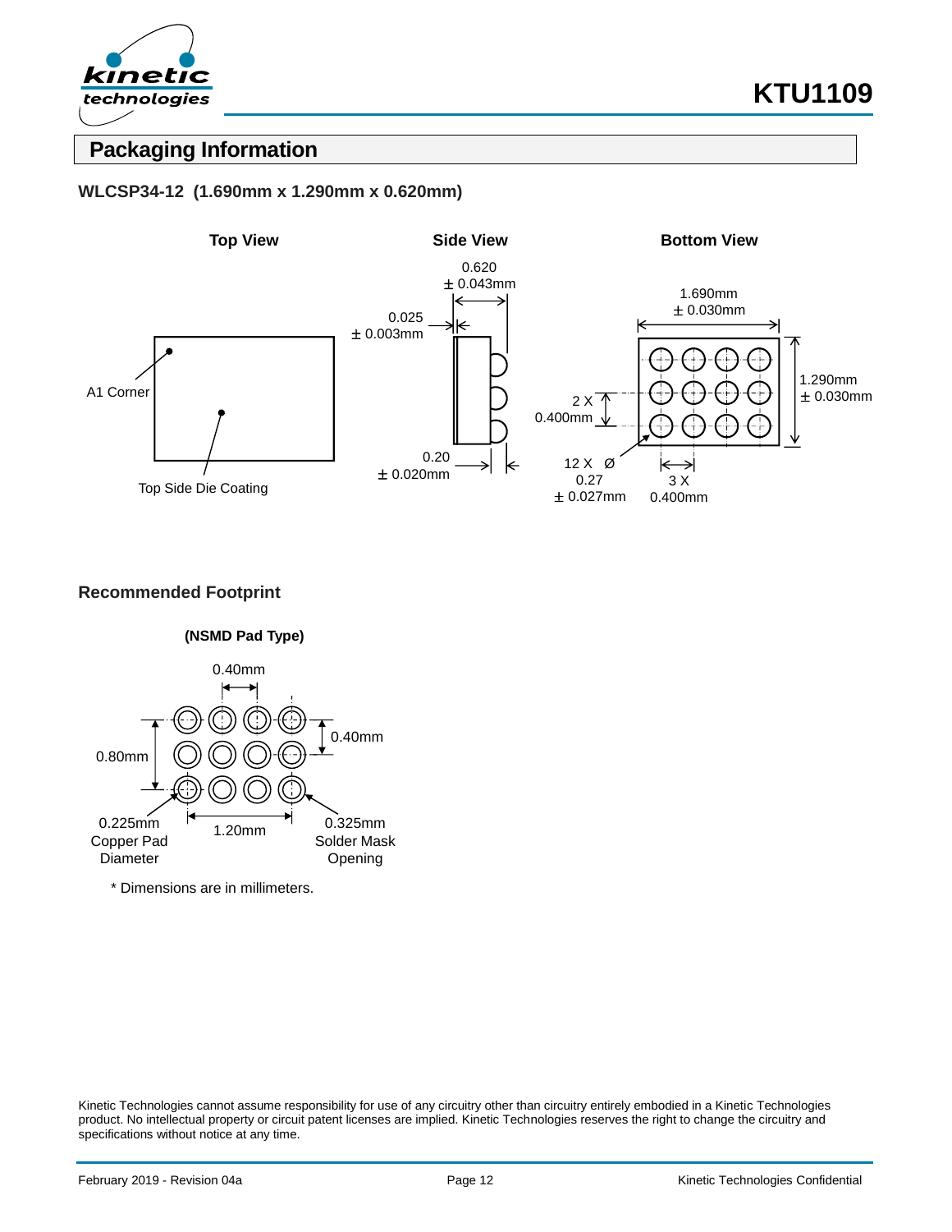## Packaging Information

### WLCSP34-12 (1.690mm x 1.290mm x 0.620mm)

Top View

A1 Corner

Top Side Die Coating

Side View

0.620 ± 0.043mm

0.025 ± 0.003mm

0.20 ± 0.020mm

Bottom View

1.690mm ± 0.030mm

1.290mm ± 0.030mm

2 X 0.400mm

12 X Ø 0.27 ± 0.027mm

3 X 0.400mm

### Recommended Footprint

(NSMD Pad Type)

0.40mm

0.40mm

0.80mm

1.20mm

0.225mm Copper Pad Diameter

0.325mm Solder Mask Opening

* Dimensions are in millimeters.

Kinetic Technologies cannot assume responsibility for use of any circuitry other than circuitry entirely embodied in a Kinetic Technologies product. No intellectual property or circuit patent licenses are implied. Kinetic Technologies reserves the right to change the circuitry and specifications without notice at any time.